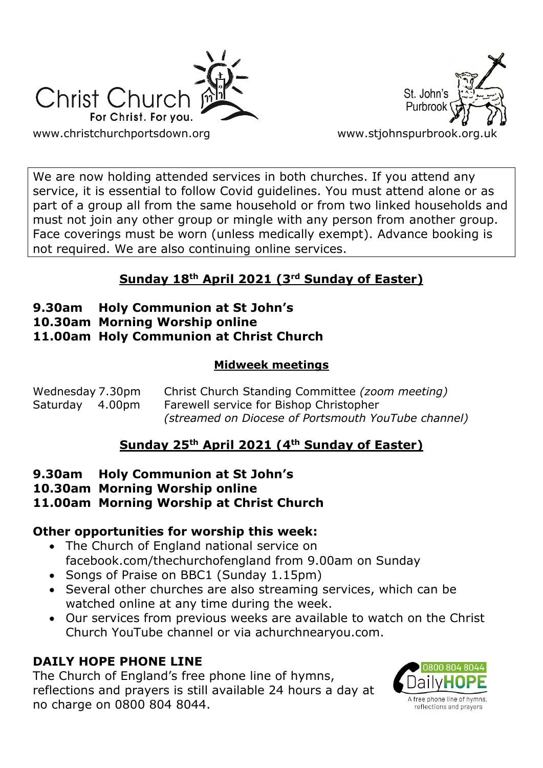Christ Church
For Christ. For you.

www.christchurchportsdown.org

St. John's Purbrook

www.stjohnspurbrook.org.uk

We are now holding attended services in both churches. If you attend any service, it is essential to follow Covid guidelines. You must attend alone or as part of a group all from the same household or from two linked households and must not join any other group or mingle with any person from another group. Face coverings must be worn (unless medically exempt). Advance booking is not required. We are also continuing online services.

## Sunday 18th April 2021 (3rd Sunday of Easter)

**9.30am Holy Communion at St John's**
**10.30am Morning Worship online**
**11.00am Holy Communion at Christ Church**

### Midweek meetings

Wednesday 7.30pm Christ Church Standing Committee *(zoom meeting)*
Saturday 4.00pm Farewell service for Bishop Christopher *(streamed on Diocese of Portsmouth YouTube channel)*

## Sunday 25th April 2021 (4th Sunday of Easter)

**9.30am Holy Communion at St John's**
**10.30am Morning Worship online**
**11.00am Morning Worship at Christ Church**

### Other opportunities for worship this week:

- The Church of England national service on facebook.com/thechurchofengland from 9.00am on Sunday
- Songs of Praise on BBC1 (Sunday 1.15pm)
- Several other churches are also streaming services, which can be watched online at any time during the week.
- Our services from previous weeks are available to watch on the Christ Church YouTube channel or via achurchnearyou.com.

### DAILY HOPE PHONE LINE

The Church of England's free phone line of hymns, reflections and prayers is still available 24 hours a day at no charge on 0800 804 8044.

0800 804 8044
DailyHOPE
A free phone line of hymns, reflections and prayers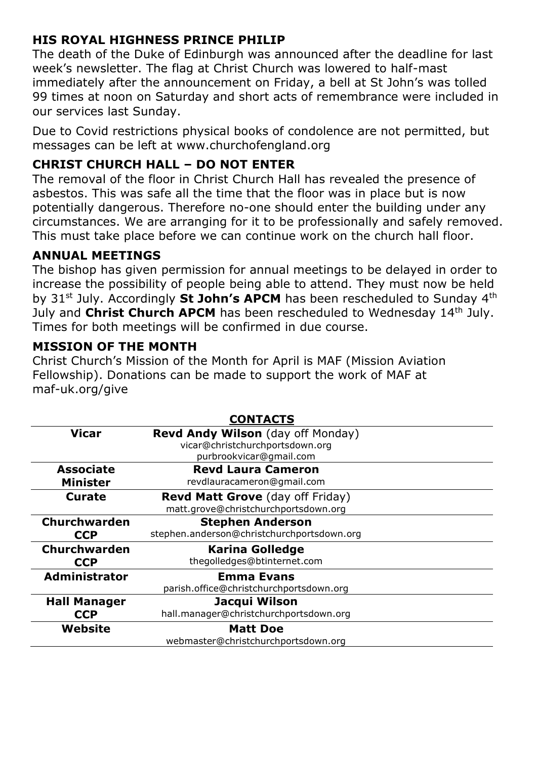## HIS ROYAL HIGHNESS PRINCE PHILIP

The death of the Duke of Edinburgh was announced after the deadline for last week's newsletter. The flag at Christ Church was lowered to half-mast immediately after the announcement on Friday, a bell at St John's was tolled 99 times at noon on Saturday and short acts of remembrance were included in our services last Sunday.

Due to Covid restrictions physical books of condolence are not permitted, but messages can be left at www.churchofengland.org

## CHRIST CHURCH HALL – DO NOT ENTER

The removal of the floor in Christ Church Hall has revealed the presence of asbestos. This was safe all the time that the floor was in place but is now potentially dangerous. Therefore no-one should enter the building under any circumstances. We are arranging for it to be professionally and safely removed. This must take place before we can continue work on the church hall floor.

## ANNUAL MEETINGS

The bishop has given permission for annual meetings to be delayed in order to increase the possibility of people being able to attend. They must now be held by 31st July. Accordingly **St John's APCM** has been rescheduled to Sunday 4th July and **Christ Church APCM** has been rescheduled to Wednesday 14th July. Times for both meetings will be confirmed in due course.

## MISSION OF THE MONTH

Christ Church's Mission of the Month for April is MAF (Mission Aviation Fellowship). Donations can be made to support the work of MAF at maf-uk.org/give

## CONTACTS

| | |
|---|---|
| **Vicar** | **Revd Andy Wilson** (day off Monday) vicar@christchurchportsdown.org purbrookvicar@gmail.com |
| **Associate Minister** | **Revd Laura Cameron** revdlauracameron@gmail.com |
| **Curate** | **Revd Matt Grove** (day off Friday) matt.grove@christchurchportsdown.org |
| **Churchwarden CCP** | **Stephen Anderson** stephen.anderson@christchurchportsdown.org |
| **Churchwarden CCP** | **Karina Golledge** thegolledges@btinternet.com |
| **Administrator** | **Emma Evans** parish.office@christchurchportsdown.org |
| **Hall Manager CCP** | **Jacqui Wilson** hall.manager@christchurchportsdown.org |
| **Website** | **Matt Doe** webmaster@christchurchportsdown.org |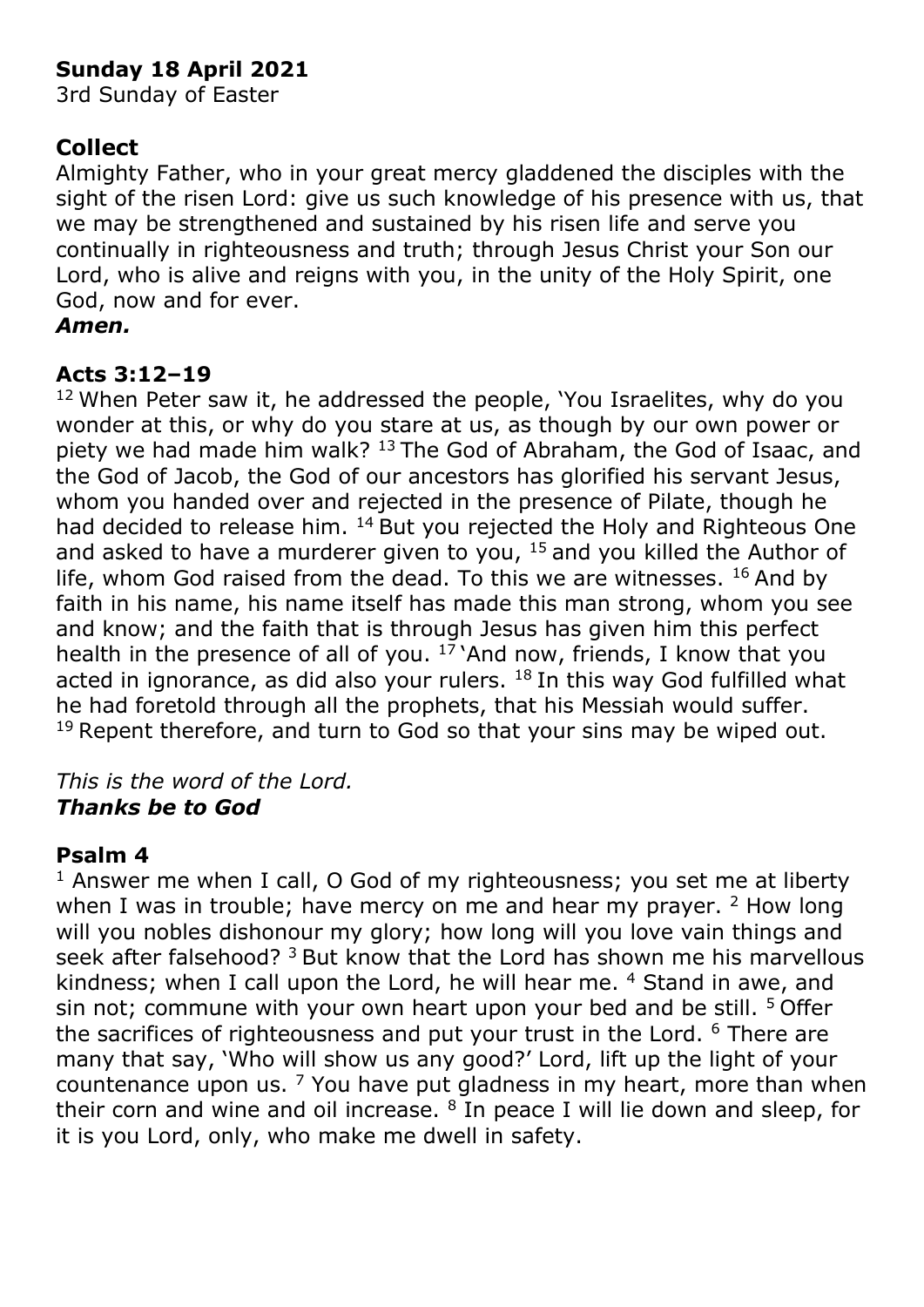**Sunday 18 April 2021**
3rd Sunday of Easter

## Collect

Almighty Father, who in your great mercy gladdened the disciples with the sight of the risen Lord: give us such knowledge of his presence with us, that we may be strengthened and sustained by his risen life and serve you continually in righteousness and truth; through Jesus Christ your Son our Lord, who is alive and reigns with you, in the unity of the Holy Spirit, one God, now and for ever.
***Amen.***

## Acts 3:12–19

[12] When Peter saw it, he addressed the people, 'You Israelites, why do you wonder at this, or why do you stare at us, as though by our own power or piety we had made him walk? [13] The God of Abraham, the God of Isaac, and the God of Jacob, the God of our ancestors has glorified his servant Jesus, whom you handed over and rejected in the presence of Pilate, though he had decided to release him. [14] But you rejected the Holy and Righteous One and asked to have a murderer given to you, [15] and you killed the Author of life, whom God raised from the dead. To this we are witnesses. [16] And by faith in his name, his name itself has made this man strong, whom you see and know; and the faith that is through Jesus has given him this perfect health in the presence of all of you. [17] 'And now, friends, I know that you acted in ignorance, as did also your rulers. [18] In this way God fulfilled what he had foretold through all the prophets, that his Messiah would suffer. [19] Repent therefore, and turn to God so that your sins may be wiped out.

*This is the word of the Lord.*
***Thanks be to God***

## Psalm 4

[1] Answer me when I call, O God of my righteousness; you set me at liberty when I was in trouble; have mercy on me and hear my prayer. [2] How long will you nobles dishonour my glory; how long will you love vain things and seek after falsehood? [3] But know that the Lord has shown me his marvellous kindness; when I call upon the Lord, he will hear me. [4] Stand in awe, and sin not; commune with your own heart upon your bed and be still. [5] Offer the sacrifices of righteousness and put your trust in the Lord. [6] There are many that say, 'Who will show us any good?' Lord, lift up the light of your countenance upon us. [7] You have put gladness in my heart, more than when their corn and wine and oil increase. [8] In peace I will lie down and sleep, for it is you Lord, only, who make me dwell in safety.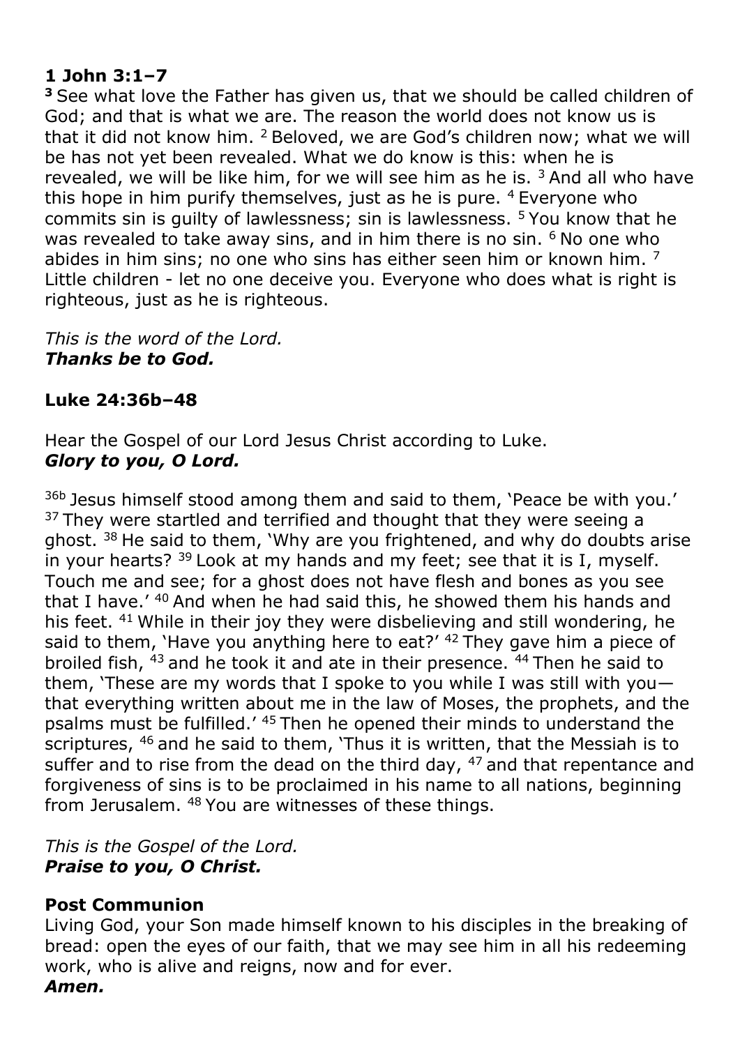## 1 John 3:1–7

**3** See what love the Father has given us, that we should be called children of God; and that is what we are. The reason the world does not know us is that it did not know him. [2] Beloved, we are God's children now; what we will be has not yet been revealed. What we do know is this: when he is revealed, we will be like him, for we will see him as he is. [3] And all who have this hope in him purify themselves, just as he is pure. [4] Everyone who commits sin is guilty of lawlessness; sin is lawlessness. [5] You know that he was revealed to take away sins, and in him there is no sin. [6] No one who abides in him sins; no one who sins has either seen him or known him. [7] Little children - let no one deceive you. Everyone who does what is right is righteous, just as he is righteous.

*This is the word of the Lord.*
***Thanks be to God.***

## Luke 24:36b–48

Hear the Gospel of our Lord Jesus Christ according to Luke.
***Glory to you, O Lord.***

[36b] Jesus himself stood among them and said to them, 'Peace be with you.' [37] They were startled and terrified and thought that they were seeing a ghost. [38] He said to them, 'Why are you frightened, and why do doubts arise in your hearts? [39] Look at my hands and my feet; see that it is I, myself. Touch me and see; for a ghost does not have flesh and bones as you see that I have.' [40] And when he had said this, he showed them his hands and his feet. [41] While in their joy they were disbelieving and still wondering, he said to them, 'Have you anything here to eat?' [42] They gave him a piece of broiled fish, [43] and he took it and ate in their presence. [44] Then he said to them, 'These are my words that I spoke to you while I was still with you—that everything written about me in the law of Moses, the prophets, and the psalms must be fulfilled.' [45] Then he opened their minds to understand the scriptures, [46] and he said to them, 'Thus it is written, that the Messiah is to suffer and to rise from the dead on the third day, [47] and that repentance and forgiveness of sins is to be proclaimed in his name to all nations, beginning from Jerusalem. [48] You are witnesses of these things.

*This is the Gospel of the Lord.*
***Praise to you, O Christ.***

## Post Communion

Living God, your Son made himself known to his disciples in the breaking of bread: open the eyes of our faith, that we may see him in all his redeeming work, who is alive and reigns, now and for ever.
***Amen.***